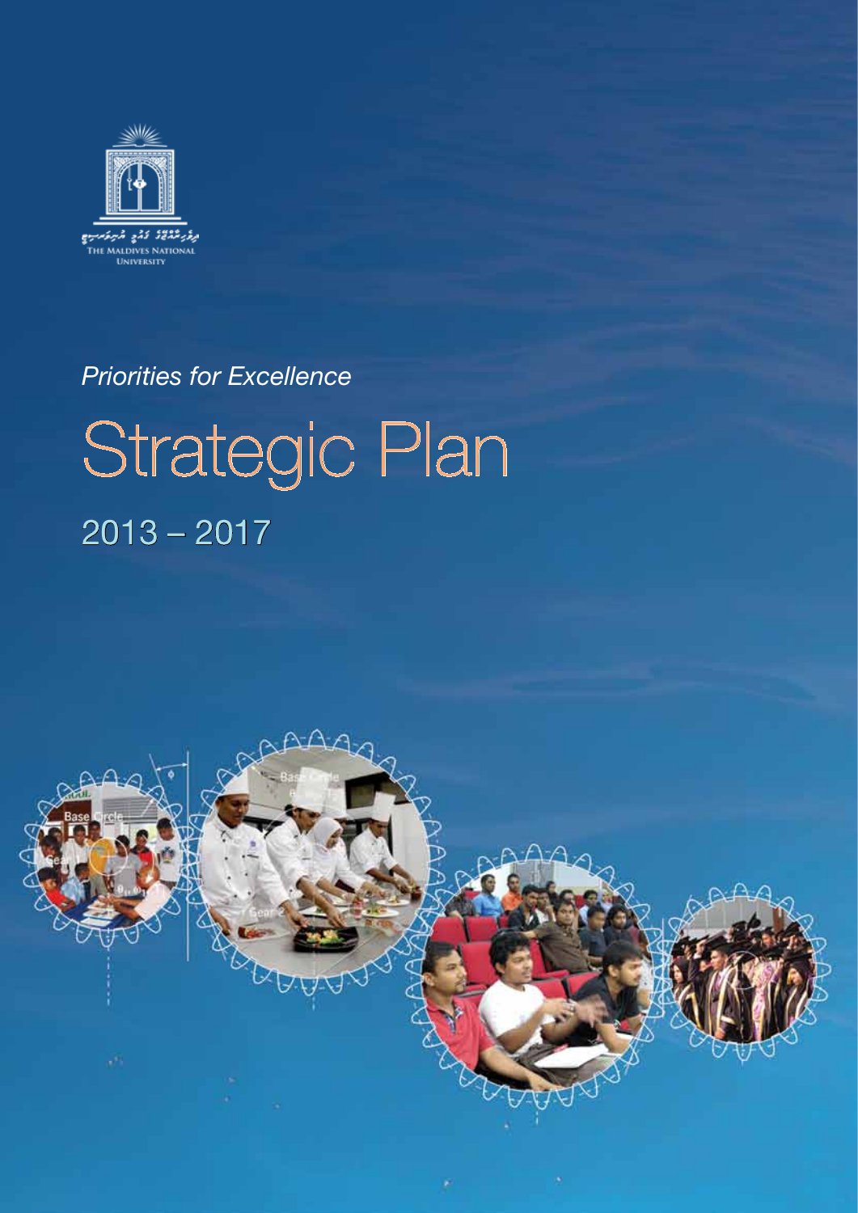THE MALDIVES NATIONAL UNIVERSITY

*Priorities for Excellence*

# Strategic Plan

## 2013 – 2017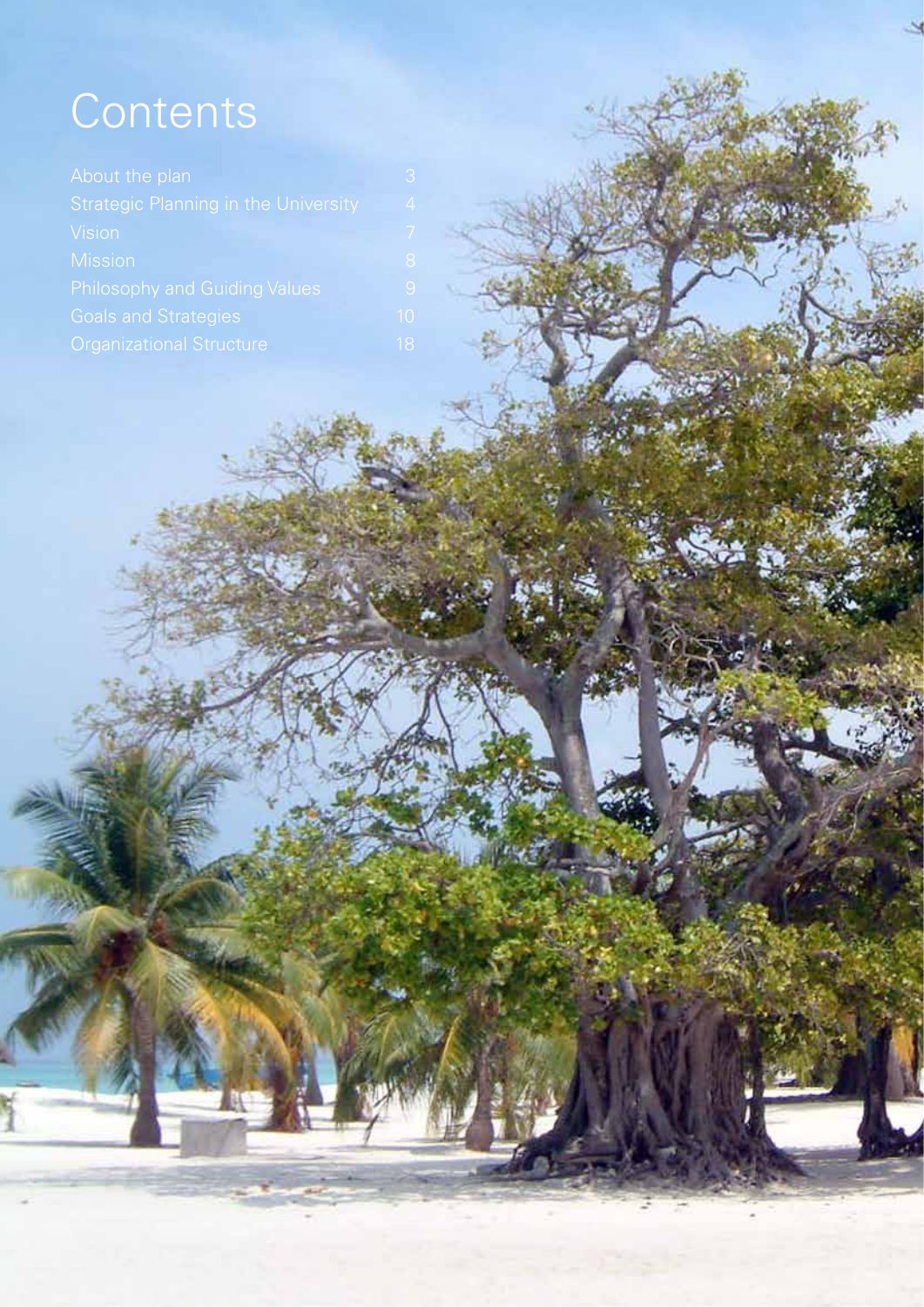# Contents

| | |
|---|---|
| About the plan | 3 |
| Strategic Planning in the University | 4 |
| Vision | 7 |
| Mission | 8 |
| Philosophy and Guiding Values | 9 |
| Goals and Strategies | 10 |
| Organizational Structure | 18 |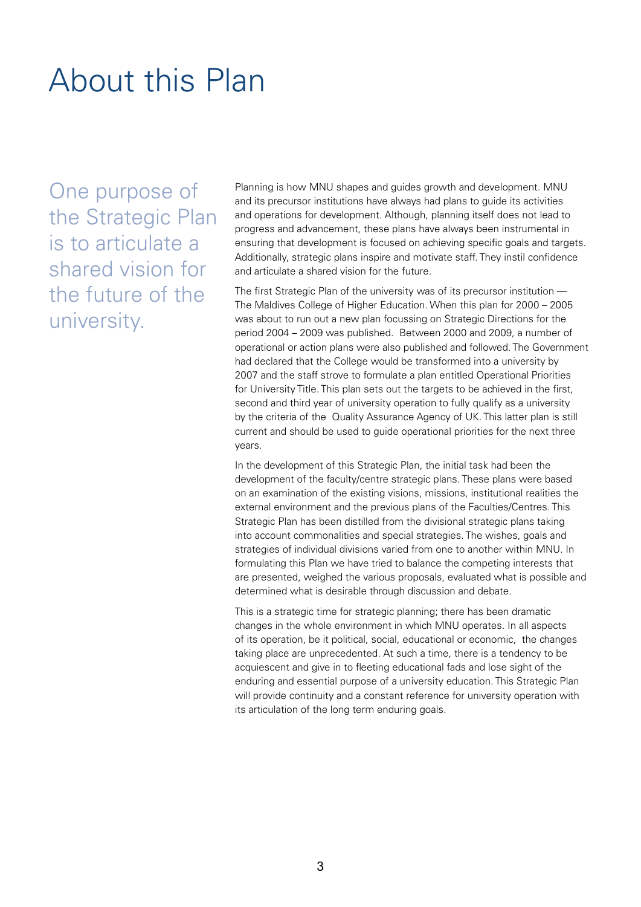# About this Plan

One purpose of the Strategic Plan is to articulate a shared vision for the future of the university.

Planning is how MNU shapes and guides growth and development. MNU and its precursor institutions have always had plans to guide its activities and operations for development. Although, planning itself does not lead to progress and advancement, these plans have always been instrumental in ensuring that development is focused on achieving specific goals and targets. Additionally, strategic plans inspire and motivate staff. They instil confidence and articulate a shared vision for the future.

The first Strategic Plan of the university was of its precursor institution — The Maldives College of Higher Education. When this plan for 2000 – 2005 was about to run out a new plan focussing on Strategic Directions for the period 2004 – 2009 was published. Between 2000 and 2009, a number of operational or action plans were also published and followed. The Government had declared that the College would be transformed into a university by 2007 and the staff strove to formulate a plan entitled Operational Priorities for University Title. This plan sets out the targets to be achieved in the first, second and third year of university operation to fully qualify as a university by the criteria of the Quality Assurance Agency of UK. This latter plan is still current and should be used to guide operational priorities for the next three years.

In the development of this Strategic Plan, the initial task had been the development of the faculty/centre strategic plans. These plans were based on an examination of the existing visions, missions, institutional realities the external environment and the previous plans of the Faculties/Centres. This Strategic Plan has been distilled from the divisional strategic plans taking into account commonalities and special strategies. The wishes, goals and strategies of individual divisions varied from one to another within MNU. In formulating this Plan we have tried to balance the competing interests that are presented, weighed the various proposals, evaluated what is possible and determined what is desirable through discussion and debate.

This is a strategic time for strategic planning; there has been dramatic changes in the whole environment in which MNU operates. In all aspects of its operation, be it political, social, educational or economic, the changes taking place are unprecedented. At such a time, there is a tendency to be acquiescent and give in to fleeting educational fads and lose sight of the enduring and essential purpose of a university education. This Strategic Plan will provide continuity and a constant reference for university operation with its articulation of the long term enduring goals.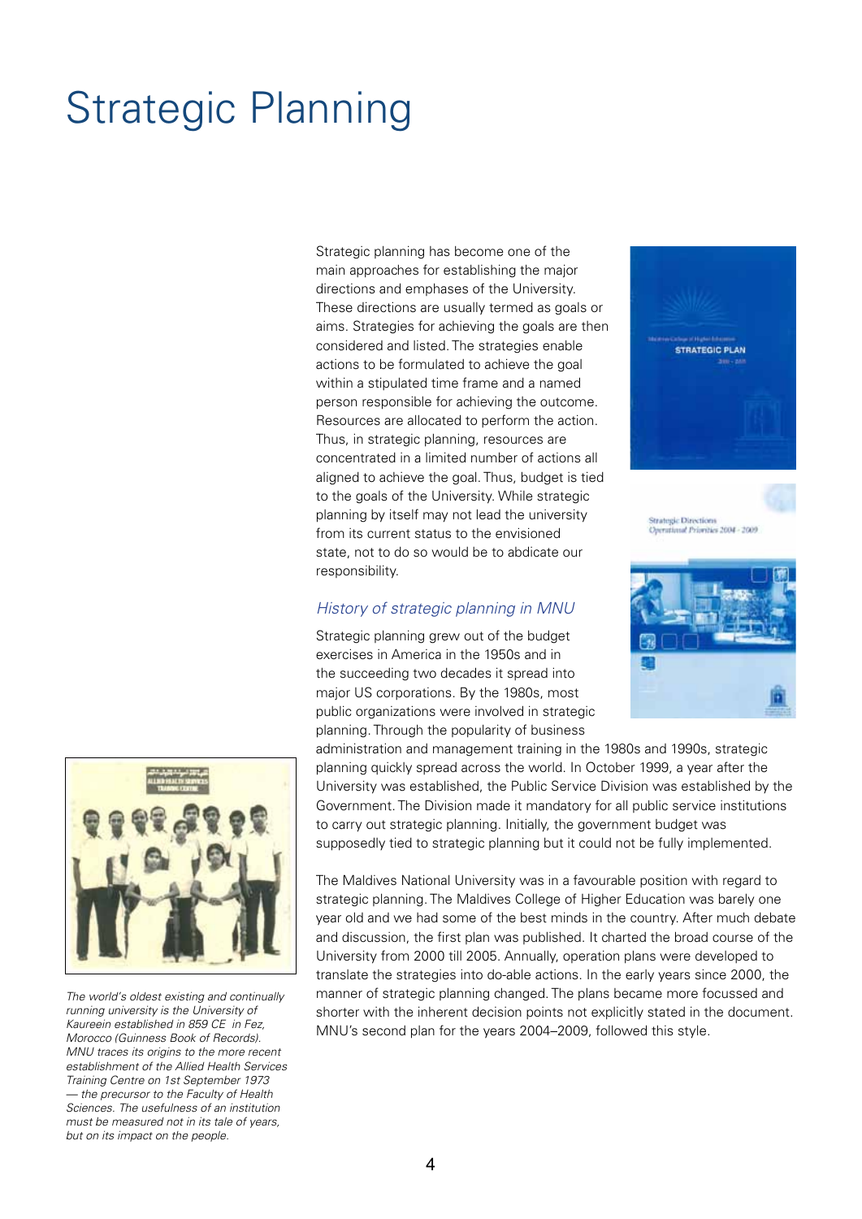# Strategic Planning

Strategic planning has become one of the main approaches for establishing the major directions and emphases of the University. These directions are usually termed as goals or aims. Strategies for achieving the goals are then considered and listed. The strategies enable actions to be formulated to achieve the goal within a stipulated time frame and a named person responsible for achieving the outcome. Resources are allocated to perform the action. Thus, in strategic planning, resources are concentrated in a limited number of actions all aligned to achieve the goal. Thus, budget is tied to the goals of the University. While strategic planning by itself may not lead the university from its current status to the envisioned state, not to do so would be to abdicate our responsibility.

### *History of strategic planning in MNU*

Strategic planning grew out of the budget exercises in America in the 1950s and in the succeeding two decades it spread into major US corporations. By the 1980s, most public organizations were involved in strategic planning. Through the popularity of business administration and management training in the 1980s and 1990s, strategic planning quickly spread across the world. In October 1999, a year after the University was established, the Public Service Division was established by the Government. The Division made it mandatory for all public service institutions to carry out strategic planning. Initially, the government budget was supposedly tied to strategic planning but it could not be fully implemented.

The Maldives National University was in a favourable position with regard to strategic planning. The Maldives College of Higher Education was barely one year old and we had some of the best minds in the country. After much debate and discussion, the first plan was published. It charted the broad course of the University from 2000 till 2005. Annually, operation plans were developed to translate the strategies into do-able actions. In the early years since 2000, the manner of strategic planning changed. The plans became more focussed and shorter with the inherent decision points not explicitly stated in the document. MNU's second plan for the years 2004–2009, followed this style.

*The world's oldest existing and continually running university is the University of Kaureein established in 859 CE in Fez, Morocco (Guinness Book of Records). MNU traces its origins to the more recent establishment of the Allied Health Services Training Centre on 1st September 1973 — the precursor to the Faculty of Health Sciences. The usefulness of an institution must be measured not in its tale of years, but on its impact on the people.*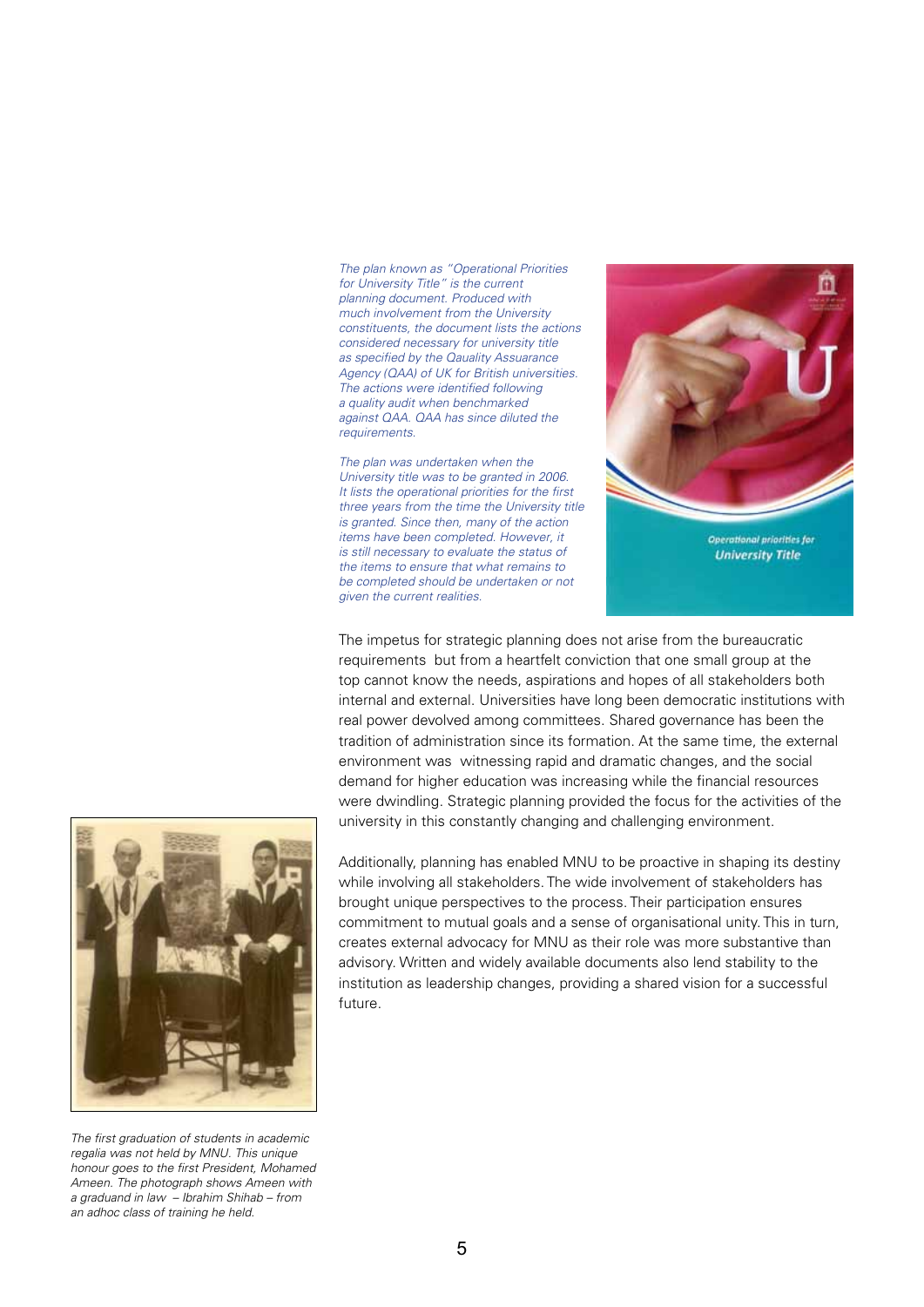*The plan known as "Operational Priorities for University Title" is the current planning document. Produced with much involvement from the University constituents, the document lists the actions considered necessary for university title as specified by the Qaulity Assuarance Agency (QAA) of UK for British universities. The actions were identified following a quality audit when benchmarked against QAA. QAA has since diluted the requirements.*

*The plan was undertaken when the University title was to be granted in 2006. It lists the operational priorities for the first three years from the time the University title is granted. Since then, many of the action items have been completed. However, it is still necessary to evaluate the status of the items to ensure that what remains to be completed should be undertaken or not given the current realities.*

The impetus for strategic planning does not arise from the bureaucratic requirements but from a heartfelt conviction that one small group at the top cannot know the needs, aspirations and hopes of all stakeholders both internal and external. Universities have long been democratic institutions with real power devolved among committees. Shared governance has been the tradition of administration since its formation. At the same time, the external environment was witnessing rapid and dramatic changes, and the social demand for higher education was increasing while the financial resources were dwindling. Strategic planning provided the focus for the activities of the university in this constantly changing and challenging environment.

Additionally, planning has enabled MNU to be proactive in shaping its destiny while involving all stakeholders. The wide involvement of stakeholders has brought unique perspectives to the process. Their participation ensures commitment to mutual goals and a sense of organisational unity. This in turn, creates external advocacy for MNU as their role was more substantive than advisory. Written and widely available documents also lend stability to the institution as leadership changes, providing a shared vision for a successful future.

*The first graduation of students in academic regalia was not held by MNU. This unique honour goes to the first President, Mohamed Ameen. The photograph shows Ameen with a graduand in law – Ibrahim Shihab – from an adhoc class of training he held.*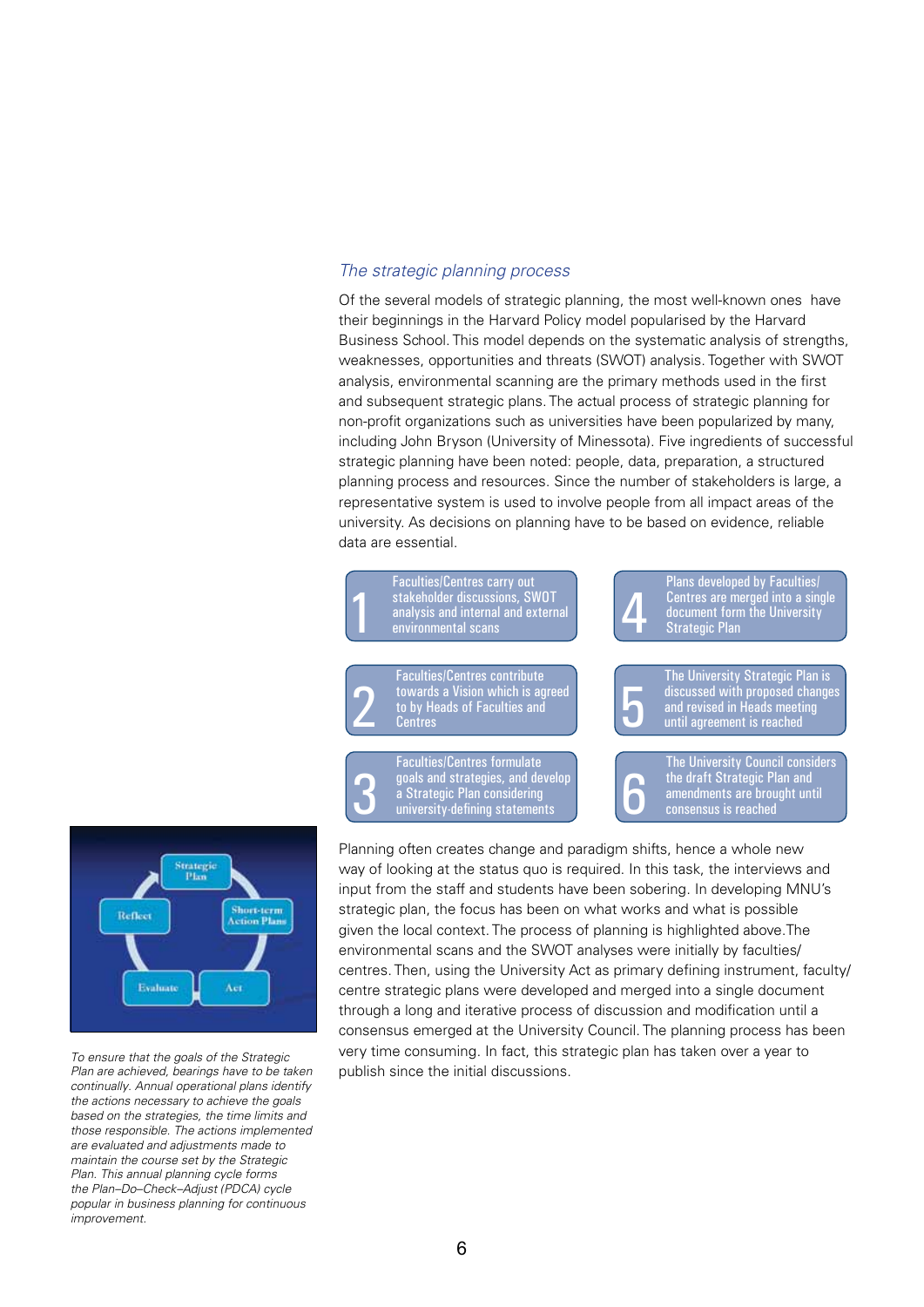### *The strategic planning process*

Of the several models of strategic planning, the most well-known ones have their beginnings in the Harvard Policy model popularised by the Harvard Business School. This model depends on the systematic analysis of strengths, weaknesses, opportunities and threats (SWOT) analysis. Together with SWOT analysis, environmental scanning are the primary methods used in the first and subsequent strategic plans. The actual process of strategic planning for non-profit organizations such as universities have been popularized by many, including John Bryson (University of Minnesota). Five ingredients of successful strategic planning have been noted: people, data, preparation, a structured planning process and resources. Since the number of stakeholders is large, a representative system is used to involve people from all impact areas of the university. As decisions on planning have to be based on evidence, reliable data are essential.

1. Faculties/Centres carry out stakeholder discussions, SWOT analysis and internal and external environmental scans
2. Faculties/Centres contribute towards a Vision which is agreed to by Heads of Faculties and Centres
3. Faculties/Centres formulate goals and strategies, and develop a Strategic Plan considering university-defining statements
4. Plans developed by Faculties/Centres are merged into a single document form the University Strategic Plan
5. The University Strategic Plan is discussed with proposed changes and revised in Heads meeting until agreement is reached
6. The University Council considers the draft Strategic Plan and amendments are brought until consensus is reached

Planning often creates change and paradigm shifts, hence a whole new way of looking at the status quo is required. In this task, the interviews and input from the staff and students have been sobering. In developing MNU's strategic plan, the focus has been on what works and what is possible given the local context. The process of planning is highlighted above. The environmental scans and the SWOT analyses were initially by faculties/centres. Then, using the University Act as primary defining instrument, faculty/centre strategic plans were developed and merged into a single document through a long and iterative process of discussion and modification until a consensus emerged at the University Council. The planning process has been very time consuming. In fact, this strategic plan has taken over a year to publish since the initial discussions.

Strategic Plan → Short-term Action Plans → Act → Evaluate → Reflect → Strategic Plan

*To ensure that the goals of the Strategic Plan are achieved, bearings have to be taken continually. Annual operational plans identify the actions necessary to achieve the goals based on the strategies, the time limits and those responsible. The actions implemented are evaluated and adjustments made to maintain the course set by the Strategic Plan. This annual planning cycle forms the Plan–Do–Check–Adjust (PDCA) cycle popular in business planning for continuous improvement.*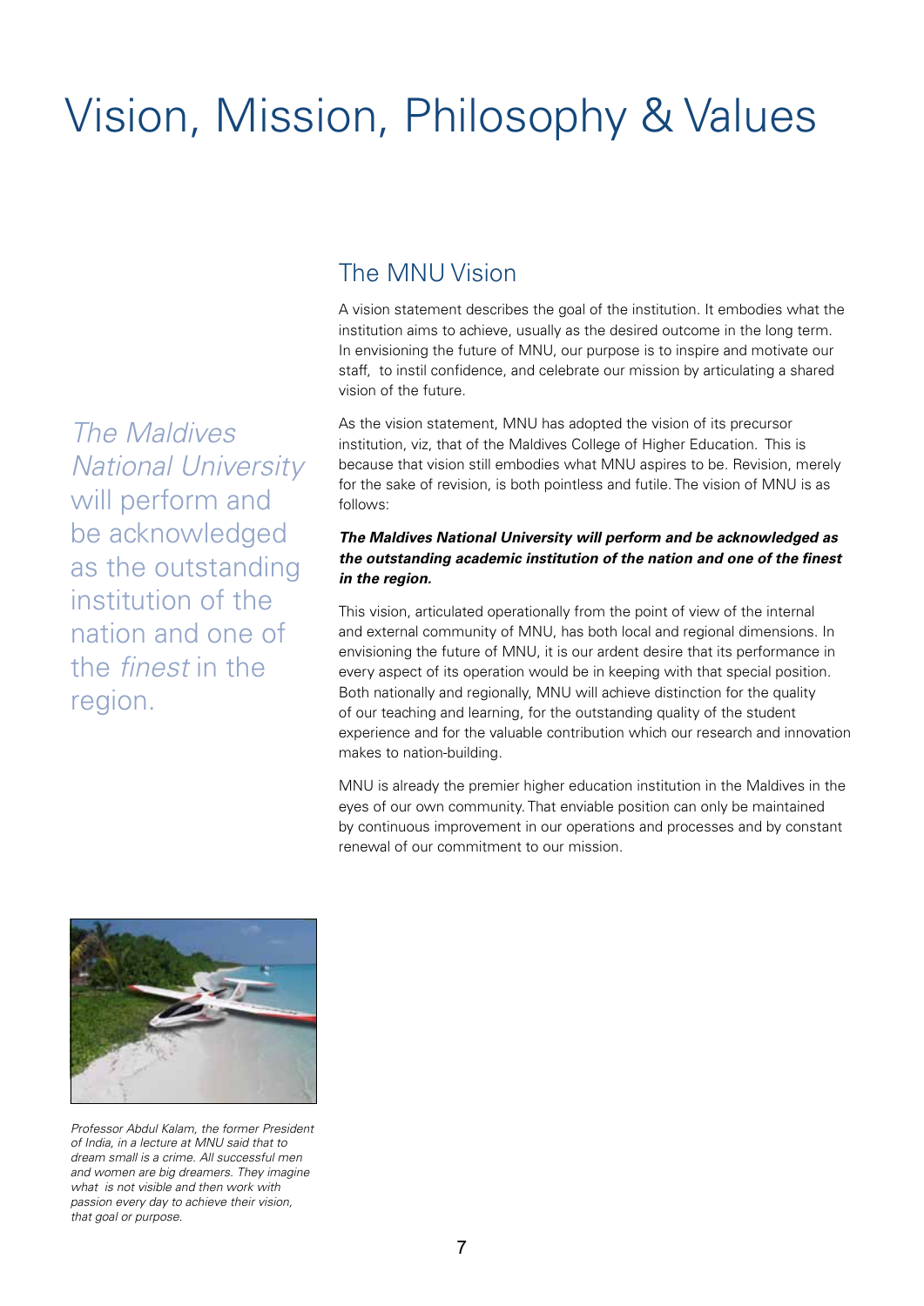# Vision, Mission, Philosophy & Values

*The Maldives National University* will perform and be acknowledged as the outstanding institution of the nation and one of the *finest* in the region.

## The MNU Vision

A vision statement describes the goal of the institution. It embodies what the institution aims to achieve, usually as the desired outcome in the long term. In envisioning the future of MNU, our purpose is to inspire and motivate our staff, to instil confidence, and celebrate our mission by articulating a shared vision of the future.

As the vision statement, MNU has adopted the vision of its precursor institution, viz, that of the Maldives College of Higher Education. This is because that vision still embodies what MNU aspires to be. Revision, merely for the sake of revision, is both pointless and futile. The vision of MNU is as follows:

***The Maldives National University will perform and be acknowledged as the outstanding academic institution of the nation and one of the finest in the region.***

This vision, articulated operationally from the point of view of the internal and external community of MNU, has both local and regional dimensions. In envisioning the future of MNU, it is our ardent desire that its performance in every aspect of its operation would be in keeping with that special position. Both nationally and regionally, MNU will achieve distinction for the quality of our teaching and learning, for the outstanding quality of the student experience and for the valuable contribution which our research and innovation makes to nation-building.

MNU is already the premier higher education institution in the Maldives in the eyes of our own community. That enviable position can only be maintained by continuous improvement in our operations and processes and by constant renewal of our commitment to our mission.

*Professor Abdul Kalam, the former President of India, in a lecture at MNU said that to dream small is a crime. All successful men and women are big dreamers. They imagine what is not visible and then work with passion every day to achieve their vision, that goal or purpose.*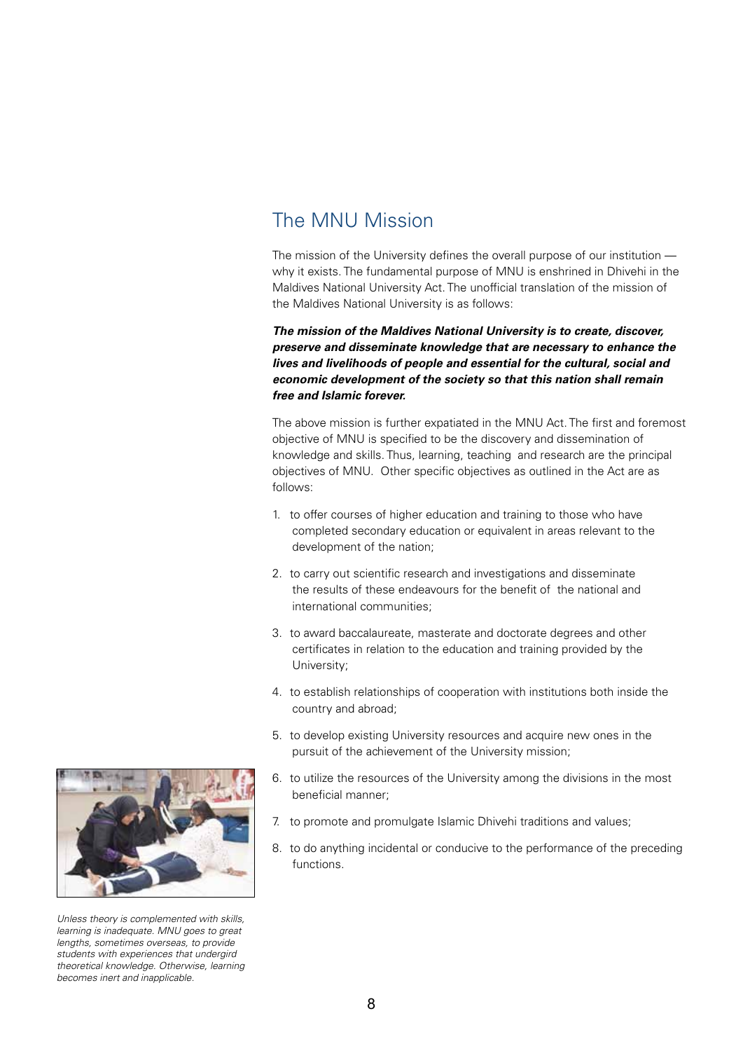## The MNU Mission

The mission of the University defines the overall purpose of our institution — why it exists. The fundamental purpose of MNU is enshrined in Dhivehi in the Maldives National University Act. The unofficial translation of the mission of the Maldives National University is as follows:

***The mission of the Maldives National University is to create, discover, preserve and disseminate knowledge that are necessary to enhance the lives and livelihoods of people and essential for the cultural, social and economic development of the society so that this nation shall remain free and Islamic forever.***

The above mission is further expatiated in the MNU Act. The first and foremost objective of MNU is specified to be the discovery and dissemination of knowledge and skills. Thus, learning, teaching and research are the principal objectives of MNU. Other specific objectives as outlined in the Act are as follows:

1. to offer courses of higher education and training to those who have completed secondary education or equivalent in areas relevant to the development of the nation;
2. to carry out scientific research and investigations and disseminate the results of these endeavours for the benefit of the national and international communities;
3. to award baccalaureate, masterate and doctorate degrees and other certificates in relation to the education and training provided by the University;
4. to establish relationships of cooperation with institutions both inside the country and abroad;
5. to develop existing University resources and acquire new ones in the pursuit of the achievement of the University mission;
6. to utilize the resources of the University among the divisions in the most beneficial manner;
7. to promote and promulgate Islamic Dhivehi traditions and values;
8. to do anything incidental or conducive to the performance of the preceding functions.

*Unless theory is complemented with skills, learning is inadequate. MNU goes to great lengths, sometimes overseas, to provide students with experiences that undergird theoretical knowledge. Otherwise, learning becomes inert and inapplicable.*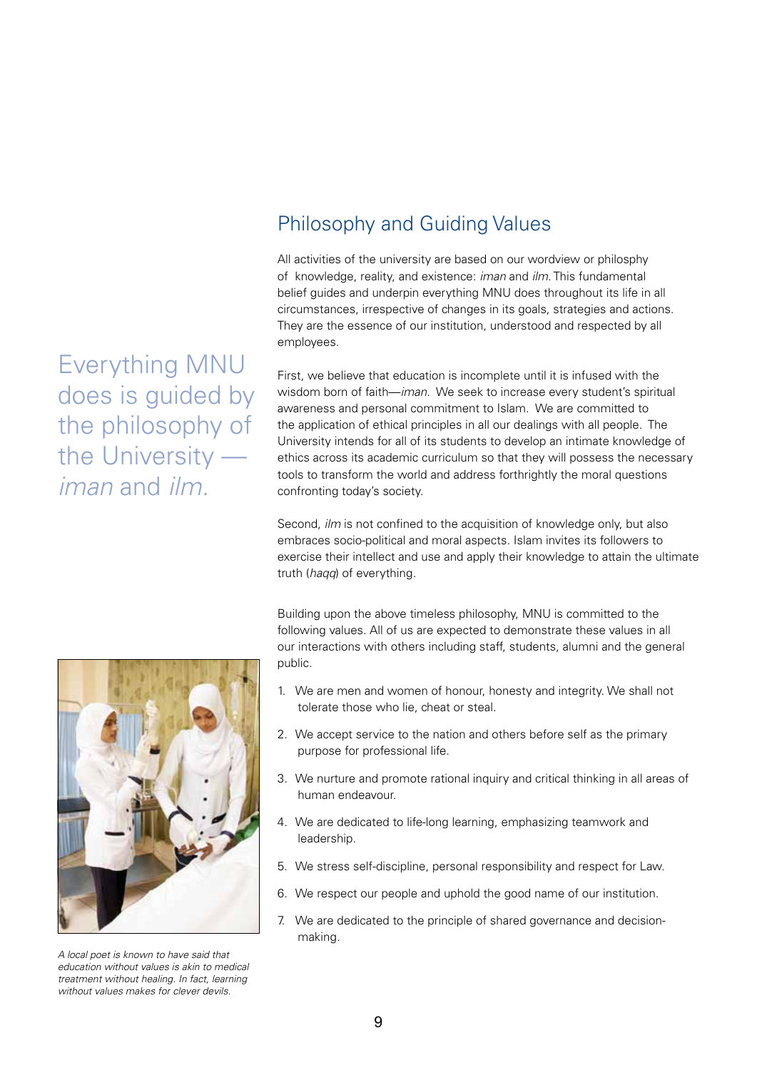## Philosophy and Guiding Values

Everything MNU does is guided by the philosophy of the University — *iman* and *ilm.*

All activities of the university are based on our wordview or philosphy of knowledge, reality, and existence: *iman* and *ilm*. This fundamental belief guides and underpin everything MNU does throughout its life in all circumstances, irrespective of changes in its goals, strategies and actions. They are the essence of our institution, understood and respected by all employees.

First, we believe that education is incomplete until it is infused with the wisdom born of faith—*iman*. We seek to increase every student's spiritual awareness and personal commitment to Islam. We are committed to the application of ethical principles in all our dealings with all people. The University intends for all of its students to develop an intimate knowledge of ethics across its academic curriculum so that they will possess the necessary tools to transform the world and address forthrightly the moral questions confronting today's society.

Second, *ilm* is not confined to the acquisition of knowledge only, but also embraces socio-political and moral aspects. Islam invites its followers to exercise their intellect and use and apply their knowledge to attain the ultimate truth (*haqq*) of everything.

Building upon the above timeless philosophy, MNU is committed to the following values. All of us are expected to demonstrate these values in all our interactions with others including staff, students, alumni and the general public.

1. We are men and women of honour, honesty and integrity. We shall not tolerate those who lie, cheat or steal.
2. We accept service to the nation and others before self as the primary purpose for professional life.
3. We nurture and promote rational inquiry and critical thinking in all areas of human endeavour.
4. We are dedicated to life-long learning, emphasizing teamwork and leadership.
5. We stress self-discipline, personal responsibility and respect for Law.
6. We respect our people and uphold the good name of our institution.
7. We are dedicated to the principle of shared governance and decision-making.

*A local poet is known to have said that education without values is akin to medical treatment without healing. In fact, learning without values makes for clever devils.*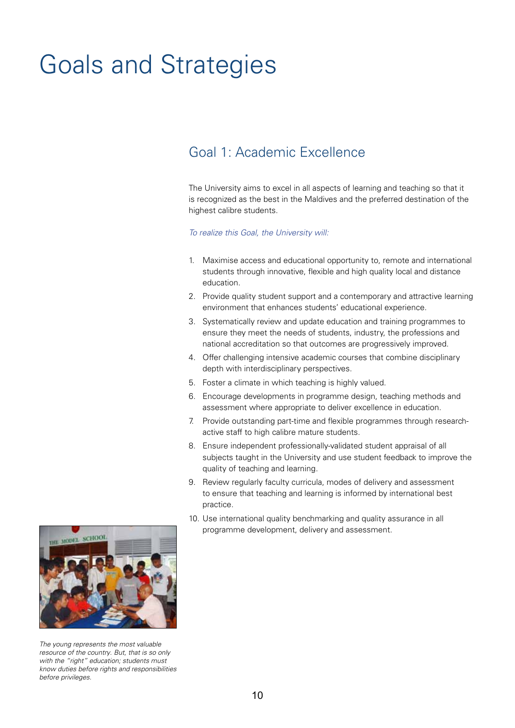# Goals and Strategies

## Goal 1: Academic Excellence

The University aims to excel in all aspects of learning and teaching so that it is recognized as the best in the Maldives and the preferred destination of the highest calibre students.

*To realize this Goal, the University will:*

1. Maximise access and educational opportunity to, remote and international students through innovative, flexible and high quality local and distance education.
2. Provide quality student support and a contemporary and attractive learning environment that enhances students' educational experience.
3. Systematically review and update education and training programmes to ensure they meet the needs of students, industry, the professions and national accreditation so that outcomes are progressively improved.
4. Offer challenging intensive academic courses that combine disciplinary depth with interdisciplinary perspectives.
5. Foster a climate in which teaching is highly valued.
6. Encourage developments in programme design, teaching methods and assessment where appropriate to deliver excellence in education.
7. Provide outstanding part-time and flexible programmes through research-active staff to high calibre mature students.
8. Ensure independent professionally-validated student appraisal of all subjects taught in the University and use student feedback to improve the quality of teaching and learning.
9. Review regularly faculty curricula, modes of delivery and assessment to ensure that teaching and learning is informed by international best practice.
10. Use international quality benchmarking and quality assurance in all programme development, delivery and assessment.

*The young represents the most valuable resource of the country. But, that is so only with the "right" education; students must know duties before rights and responsibilities before privileges.*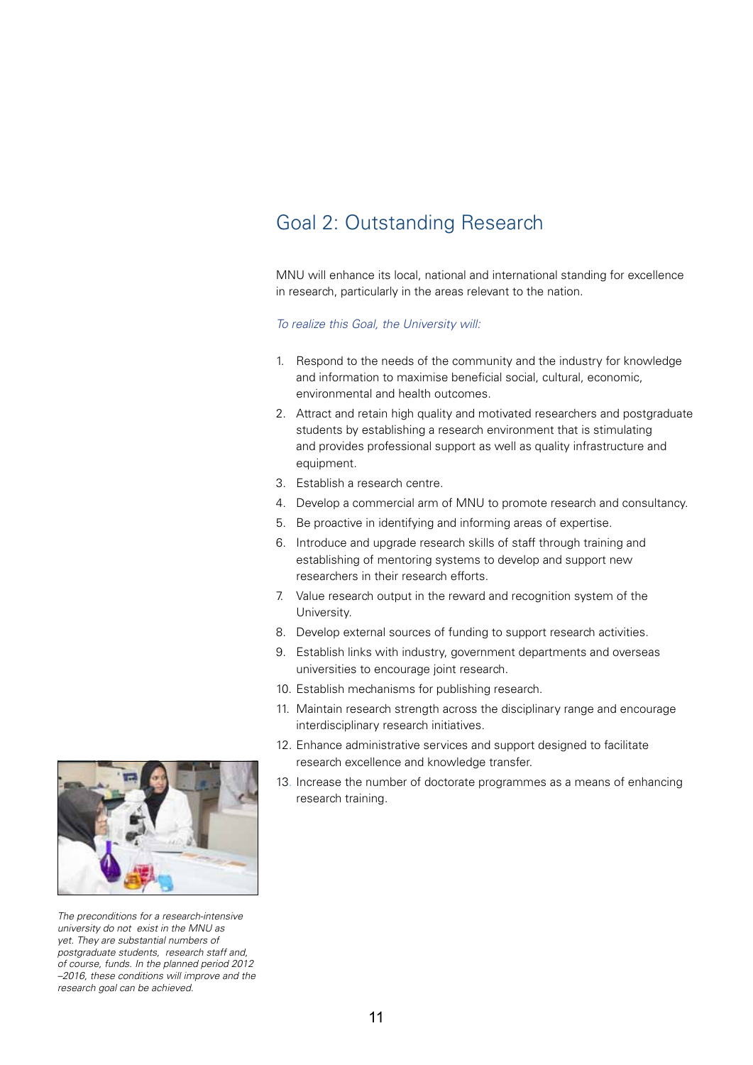## Goal 2: Outstanding Research

MNU will enhance its local, national and international standing for excellence in research, particularly in the areas relevant to the nation.

*To realize this Goal, the University will:*

1. Respond to the needs of the community and the industry for knowledge and information to maximise beneficial social, cultural, economic, environmental and health outcomes.
2. Attract and retain high quality and motivated researchers and postgraduate students by establishing a research environment that is stimulating and provides professional support as well as quality infrastructure and equipment.
3. Establish a research centre.
4. Develop a commercial arm of MNU to promote research and consultancy.
5. Be proactive in identifying and informing areas of expertise.
6. Introduce and upgrade research skills of staff through training and establishing of mentoring systems to develop and support new researchers in their research efforts.
7. Value research output in the reward and recognition system of the University.
8. Develop external sources of funding to support research activities.
9. Establish links with industry, government departments and overseas universities to encourage joint research.
10. Establish mechanisms for publishing research.
11. Maintain research strength across the disciplinary range and encourage interdisciplinary research initiatives.
12. Enhance administrative services and support designed to facilitate research excellence and knowledge transfer.
13. Increase the number of doctorate programmes as a means of enhancing research training.

*The preconditions for a research-intensive university do not exist in the MNU as yet. They are substantial numbers of postgraduate students, research staff and, of course, funds. In the planned period 2012 –2016, these conditions will improve and the research goal can be achieved.*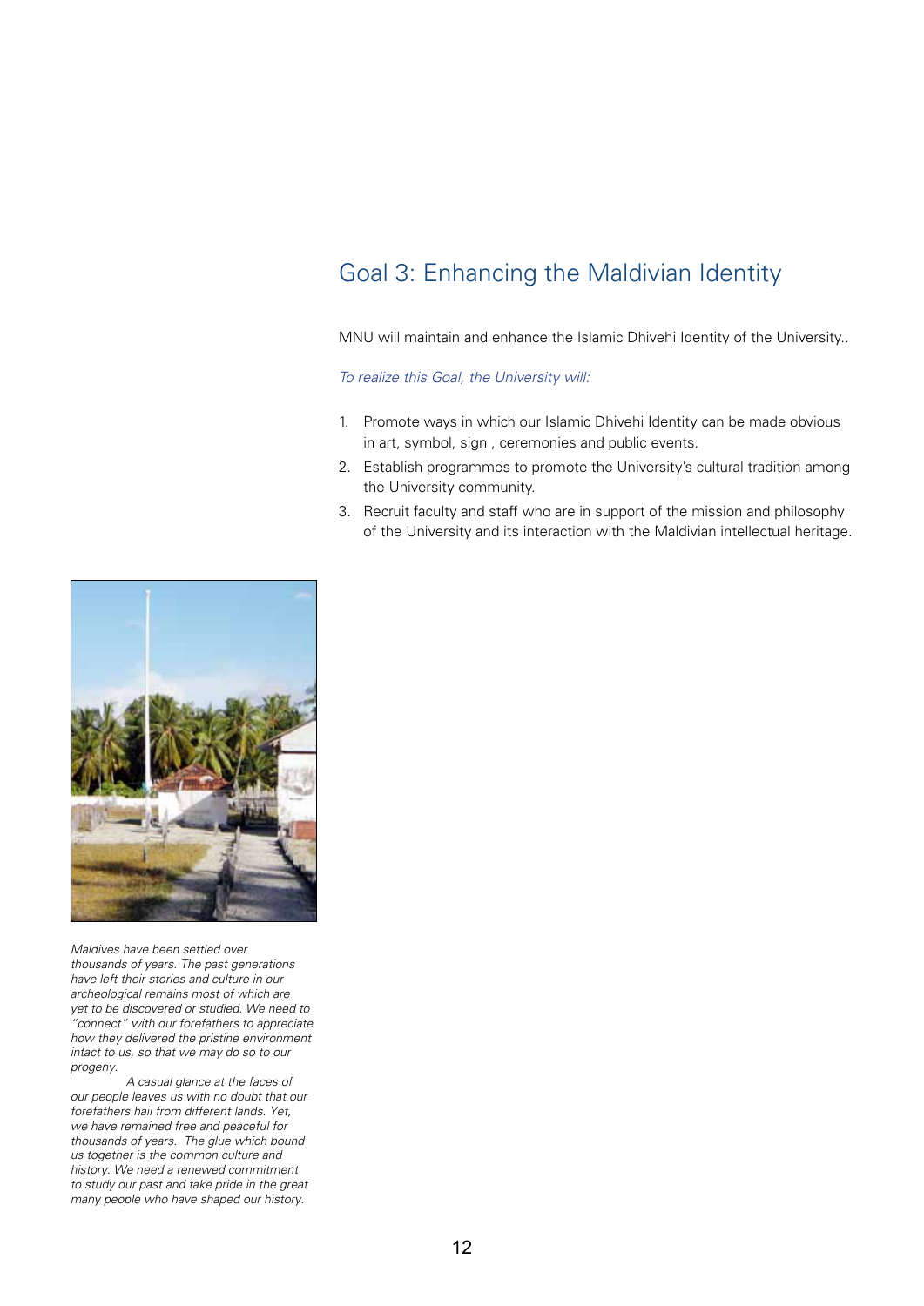## Goal 3: Enhancing the Maldivian Identity

MNU will maintain and enhance the Islamic Dhivehi Identity of the University..

*To realize this Goal, the University will:*

1. Promote ways in which our Islamic Dhivehi Identity can be made obvious in art, symbol, sign , ceremonies and public events.
2. Establish programmes to promote the University's cultural tradition among the University community.
3. Recruit faculty and staff who are in support of the mission and philosophy of the University and its interaction with the Maldivian intellectual heritage.

*Maldives have been settled over thousands of years. The past generations have left their stories and culture in our archeological remains most of which are yet to be discovered or studied. We need to "connect" with our forefathers to appreciate how they delivered the pristine environment intact to us, so that we may do so to our progeny.*

*A casual glance at the faces of our people leaves us with no doubt that our forefathers hail from different lands. Yet, we have remained free and peaceful for thousands of years. The glue which bound us together is the common culture and history. We need a renewed commitment to study our past and take pride in the great many people who have shaped our history.*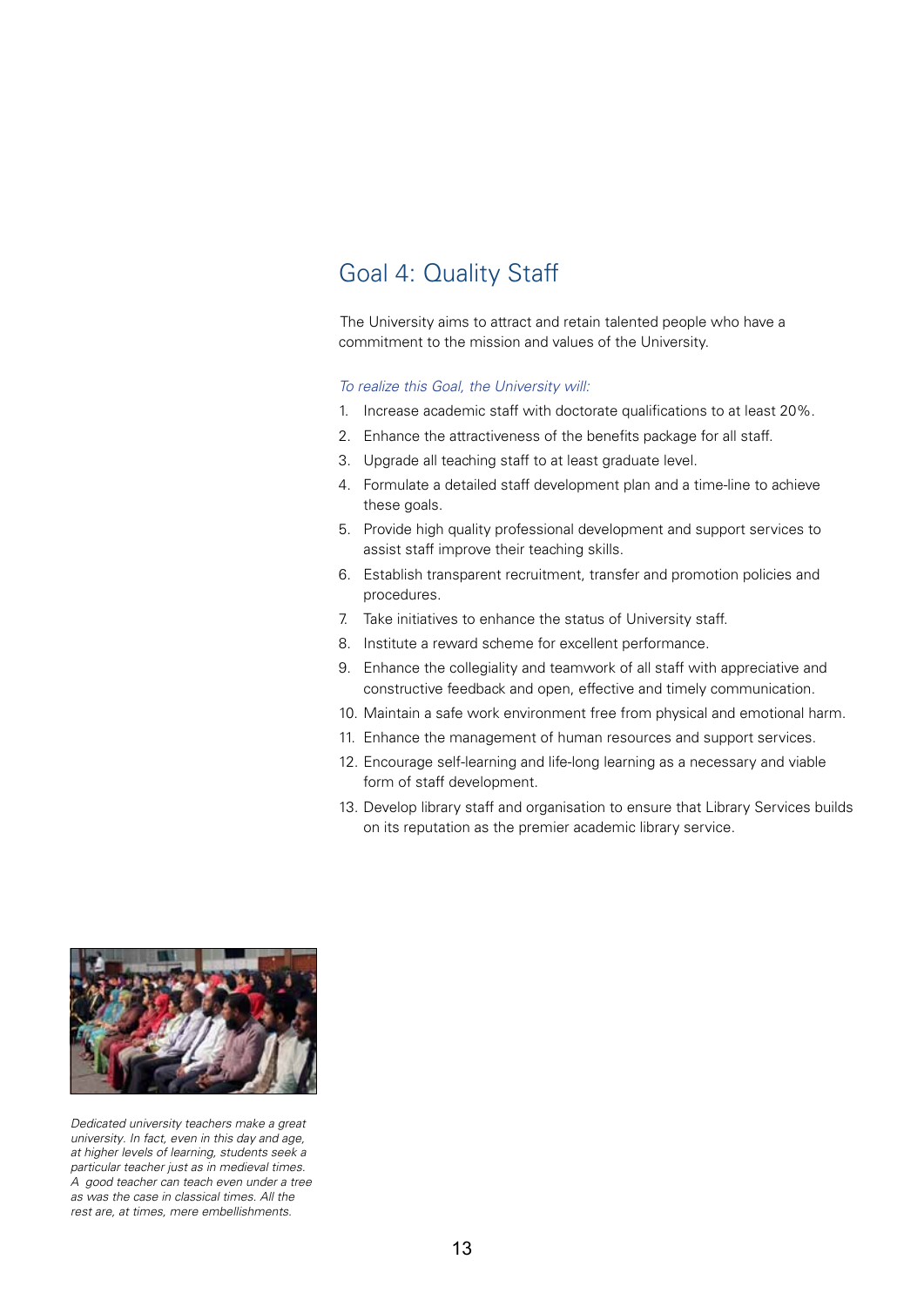## Goal 4: Quality Staff

The University aims to attract and retain talented people who have a commitment to the mission and values of the University.

*To realize this Goal, the University will:*

1. Increase academic staff with doctorate qualifications to at least 20%.
2. Enhance the attractiveness of the benefits package for all staff.
3. Upgrade all teaching staff to at least graduate level.
4. Formulate a detailed staff development plan and a time-line to achieve these goals.
5. Provide high quality professional development and support services to assist staff improve their teaching skills.
6. Establish transparent recruitment, transfer and promotion policies and procedures.
7. Take initiatives to enhance the status of University staff.
8. Institute a reward scheme for excellent performance.
9. Enhance the collegiality and teamwork of all staff with appreciative and constructive feedback and open, effective and timely communication.
10. Maintain a safe work environment free from physical and emotional harm.
11. Enhance the management of human resources and support services.
12. Encourage self-learning and life-long learning as a necessary and viable form of staff development.
13. Develop library staff and organisation to ensure that Library Services builds on its reputation as the premier academic library service.

*Dedicated university teachers make a great university. In fact, even in this day and age, at higher levels of learning, students seek a particular teacher just as in medieval times. A good teacher can teach even under a tree as was the case in classical times. All the rest are, at times, mere embellishments.*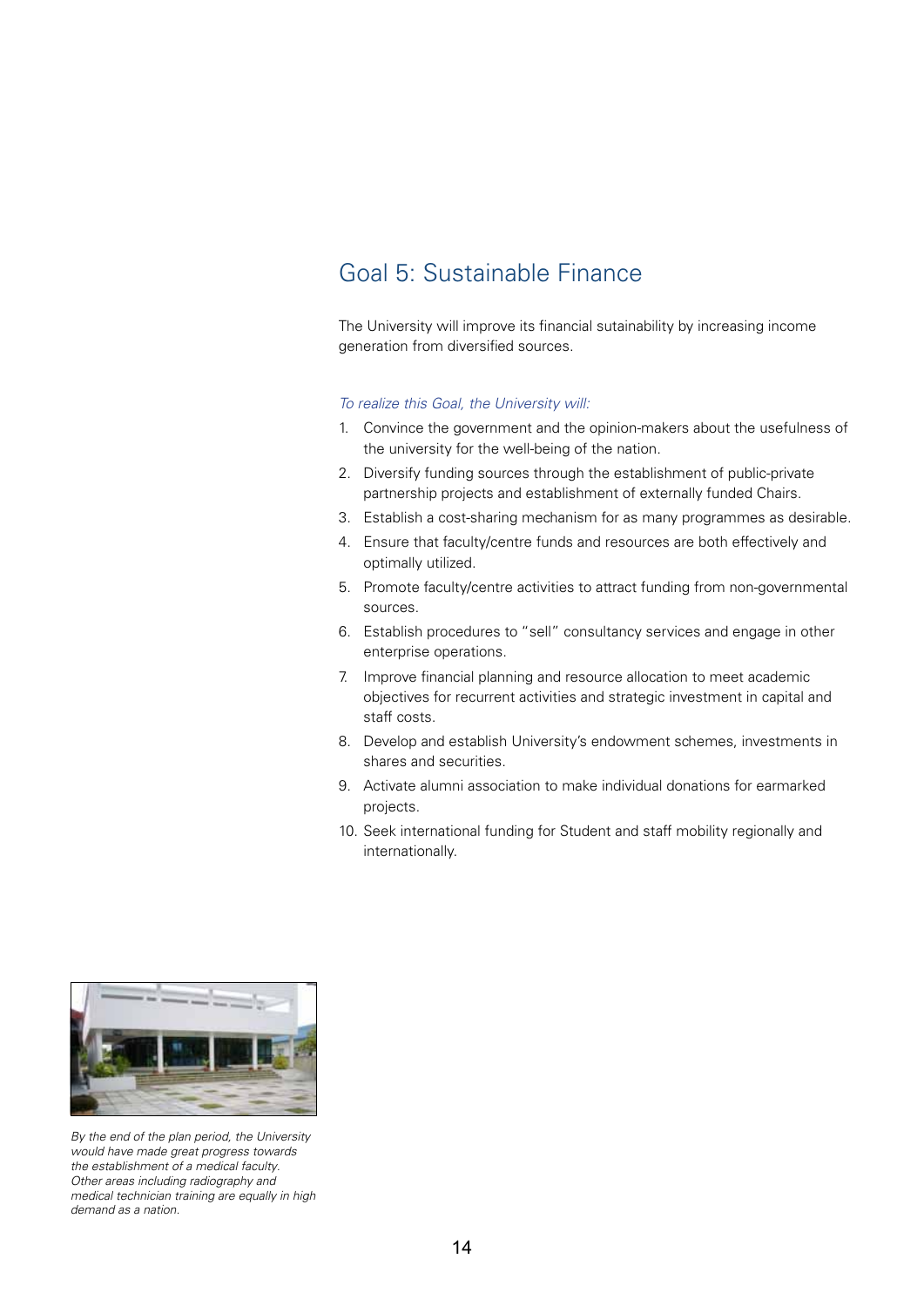## Goal 5: Sustainable Finance

The University will improve its financial sutainability by increasing income generation from diversified sources.

*To realize this Goal, the University will:*

1. Convince the government and the opinion-makers about the usefulness of the university for the well-being of the nation.
2. Diversify funding sources through the establishment of public-private partnership projects and establishment of externally funded Chairs.
3. Establish a cost-sharing mechanism for as many programmes as desirable.
4. Ensure that faculty/centre funds and resources are both effectively and optimally utilized.
5. Promote faculty/centre activities to attract funding from non-governmental sources.
6. Establish procedures to "sell" consultancy services and engage in other enterprise operations.
7. Improve financial planning and resource allocation to meet academic objectives for recurrent activities and strategic investment in capital and staff costs.
8. Develop and establish University's endowment schemes, investments in shares and securities.
9. Activate alumni association to make individual donations for earmarked projects.
10. Seek international funding for Student and staff mobility regionally and internationally.

*By the end of the plan period, the University would have made great progress towards the establishment of a medical faculty. Other areas including radiography and medical technician training are equally in high demand as a nation.*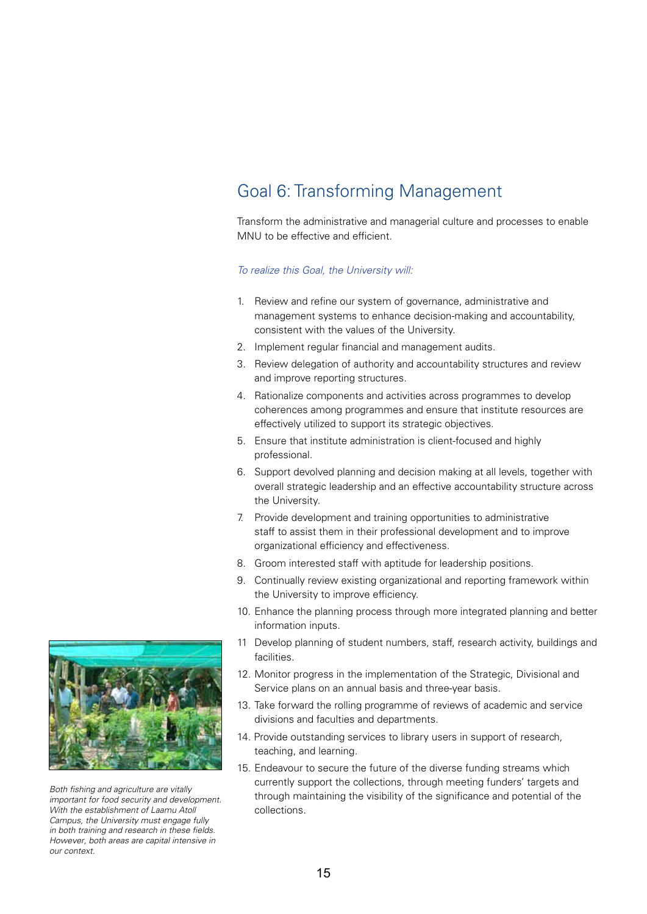## Goal 6: Transforming Management

Transform the administrative and managerial culture and processes to enable MNU to be effective and efficient.

*To realize this Goal, the University will:*

1. Review and refine our system of governance, administrative and management systems to enhance decision-making and accountability, consistent with the values of the University.
2. Implement regular financial and management audits.
3. Review delegation of authority and accountability structures and review and improve reporting structures.
4. Rationalize components and activities across programmes to develop coherences among programmes and ensure that institute resources are effectively utilized to support its strategic objectives.
5. Ensure that institute administration is client-focused and highly professional.
6. Support devolved planning and decision making at all levels, together with overall strategic leadership and an effective accountability structure across the University.
7. Provide development and training opportunities to administrative staff to assist them in their professional development and to improve organizational efficiency and effectiveness.
8. Groom interested staff with aptitude for leadership positions.
9. Continually review existing organizational and reporting framework within the University to improve efficiency.
10. Enhance the planning process through more integrated planning and better information inputs.
11. Develop planning of student numbers, staff, research activity, buildings and facilities.
12. Monitor progress in the implementation of the Strategic, Divisional and Service plans on an annual basis and three-year basis.
13. Take forward the rolling programme of reviews of academic and service divisions and faculties and departments.
14. Provide outstanding services to library users in support of research, teaching, and learning.
15. Endeavour to secure the future of the diverse funding streams which currently support the collections, through meeting funders' targets and through maintaining the visibility of the significance and potential of the collections.

*Both fishing and agriculture are vitally important for food security and development. With the establishment of Laamu Atoll Campus, the University must engage fully in both training and research in these fields. However, both areas are capital intensive in our context.*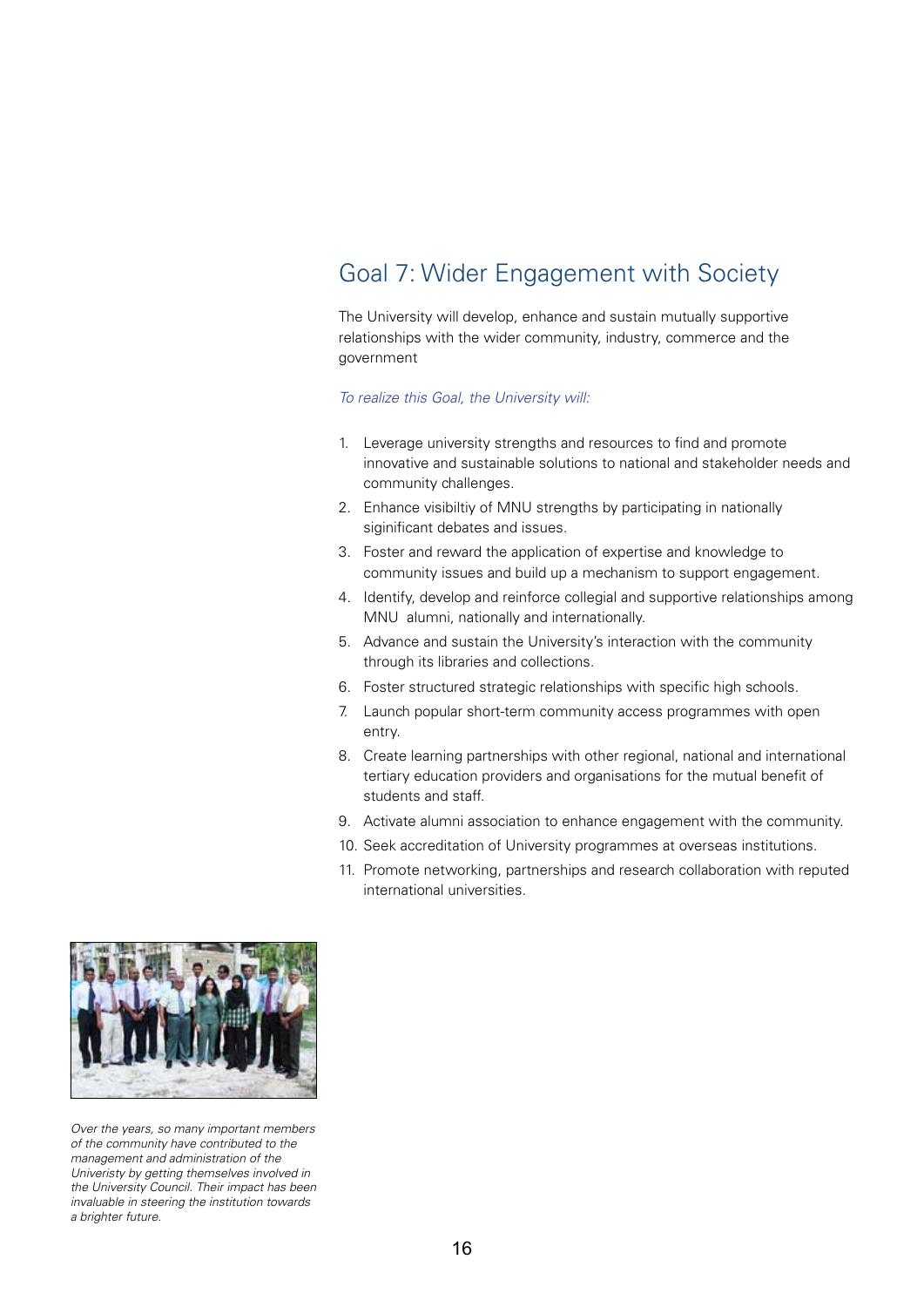## Goal 7: Wider Engagement with Society

The University will develop, enhance and sustain mutually supportive relationships with the wider community, industry, commerce and the government

*To realize this Goal, the University will:*

1. Leverage university strengths and resources to find and promote innovative and sustainable solutions to national and stakeholder needs and community challenges.
2. Enhance visibiltiy of MNU strengths by participating in nationally siginificant debates and issues.
3. Foster and reward the application of expertise and knowledge to community issues and build up a mechanism to support engagement.
4. Identify, develop and reinforce collegial and supportive relationships among MNU alumni, nationally and internationally.
5. Advance and sustain the University's interaction with the community through its libraries and collections.
6. Foster structured strategic relationships with specific high schools.
7. Launch popular short-term community access programmes with open entry.
8. Create learning partnerships with other regional, national and international tertiary education providers and organisations for the mutual benefit of students and staff.
9. Activate alumni association to enhance engagement with the community.
10. Seek accreditation of University programmes at overseas institutions.
11. Promote networking, partnerships and research collaboration with reputed international universities.

*Over the years, so many important members of the community have contributed to the management and administration of the Univeristy by getting themselves involved in the University Council. Their impact has been invaluable in steering the institution towards a brighter future.*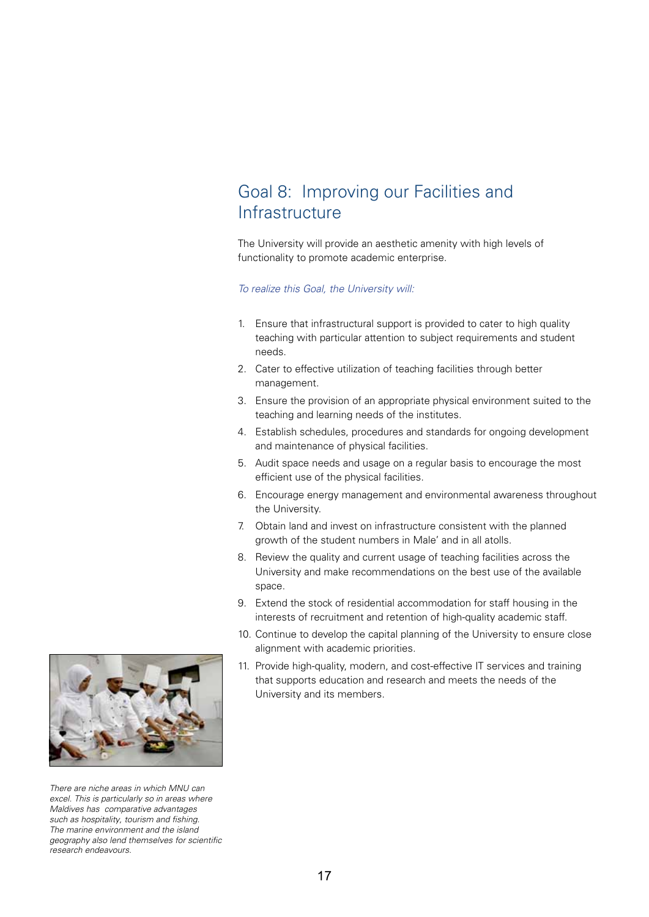## Goal 8: Improving our Facilities and Infrastructure

The University will provide an aesthetic amenity with high levels of functionality to promote academic enterprise.

*To realize this Goal, the University will:*

1. Ensure that infrastructural support is provided to cater to high quality teaching with particular attention to subject requirements and student needs.
2. Cater to effective utilization of teaching facilities through better management.
3. Ensure the provision of an appropriate physical environment suited to the teaching and learning needs of the institutes.
4. Establish schedules, procedures and standards for ongoing development and maintenance of physical facilities.
5. Audit space needs and usage on a regular basis to encourage the most efficient use of the physical facilities.
6. Encourage energy management and environmental awareness throughout the University.
7. Obtain land and invest on infrastructure consistent with the planned growth of the student numbers in Male' and in all atolls.
8. Review the quality and current usage of teaching facilities across the University and make recommendations on the best use of the available space.
9. Extend the stock of residential accommodation for staff housing in the interests of recruitment and retention of high-quality academic staff.
10. Continue to develop the capital planning of the University to ensure close alignment with academic priorities.
11. Provide high-quality, modern, and cost-effective IT services and training that supports education and research and meets the needs of the University and its members.

*There are niche areas in which MNU can excel. This is particularly so in areas where Maldives has comparative advantages such as hospitality, tourism and fishing. The marine environment and the island geography also lend themselves for scientific research endeavours.*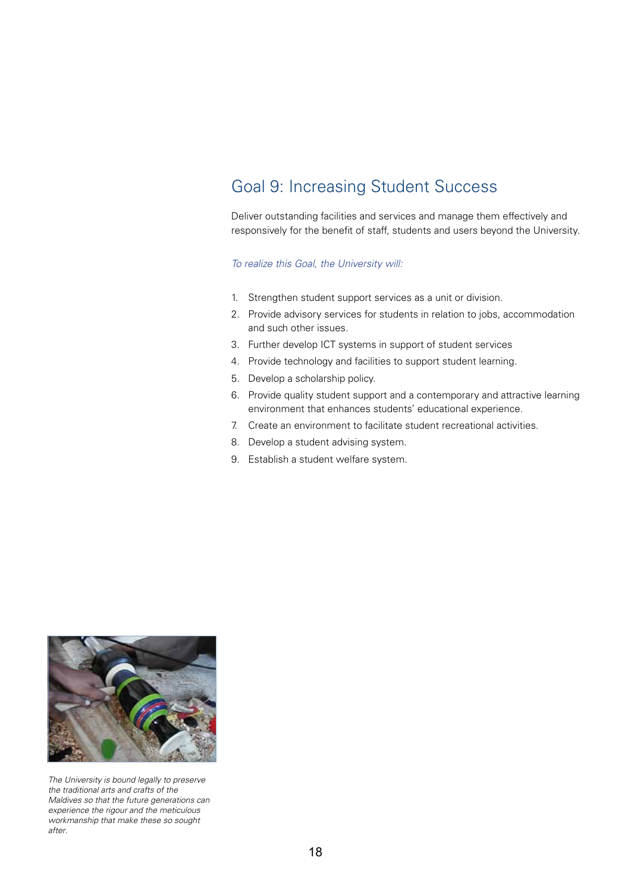## Goal 9: Increasing Student Success

Deliver outstanding facilities and services and manage them effectively and responsively for the benefit of staff, students and users beyond the University.

*To realize this Goal, the University will:*

1. Strengthen student support services as a unit or division.
2. Provide advisory services for students in relation to jobs, accommodation and such other issues.
3. Further develop ICT systems in support of student services
4. Provide technology and facilities to support student learning.
5. Develop a scholarship policy.
6. Provide quality student support and a contemporary and attractive learning environment that enhances students' educational experience.
7. Create an environment to facilitate student recreational activities.
8. Develop a student advising system.
9. Establish a student welfare system.

*The University is bound legally to preserve the traditional arts and crafts of the Maldives so that the future generations can experience the rigour and the meticulous workmanship that make these so sought after.*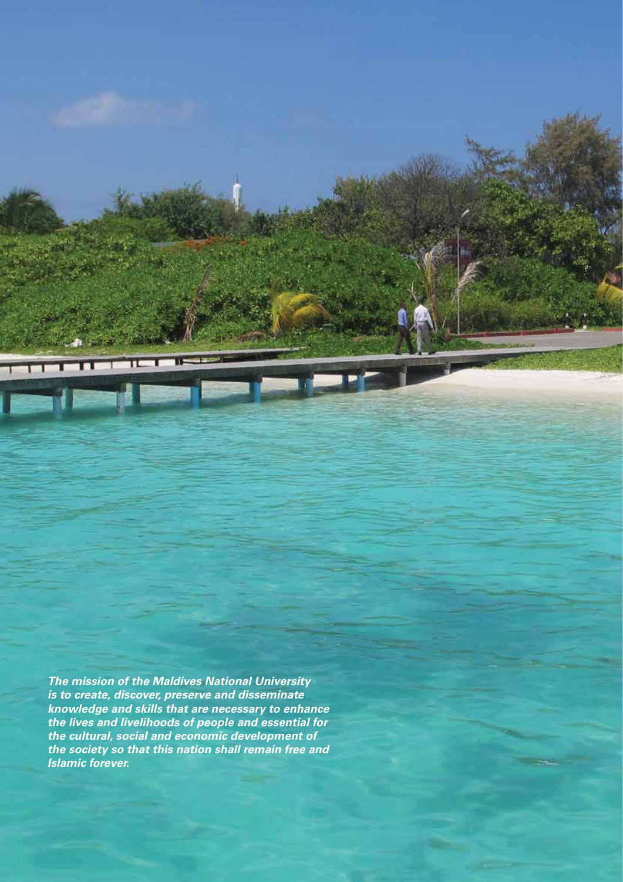***The mission of the Maldives National University is to create, discover, preserve and disseminate knowledge and skills that are necessary to enhance the lives and livelihoods of people and essential for the cultural, social and economic development of the society so that this nation shall remain free and Islamic forever.***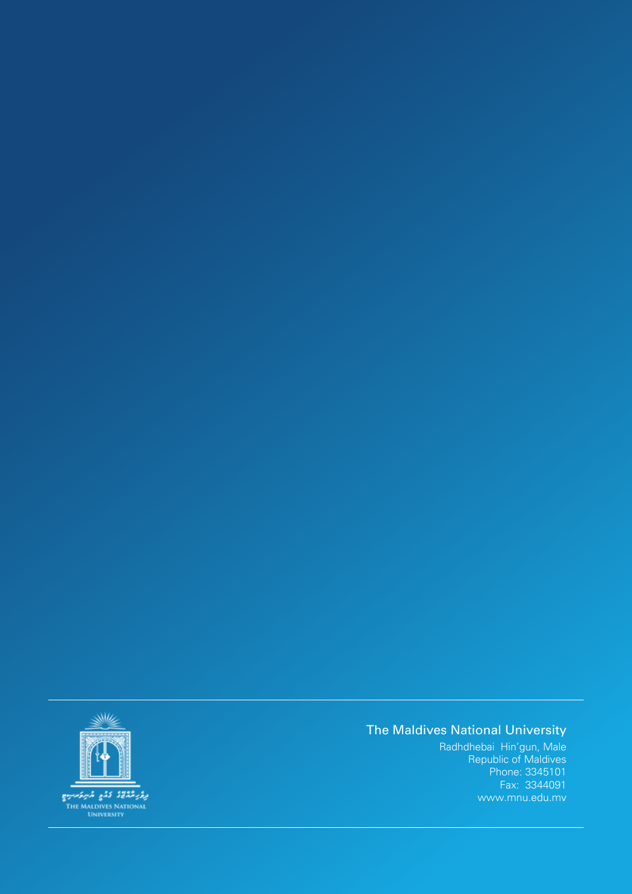The Maldives National University

Radhdhebai Hin'gun, Male
Republic of Maldives
Phone: 3345101
Fax: 3344091
www.mnu.edu.mv